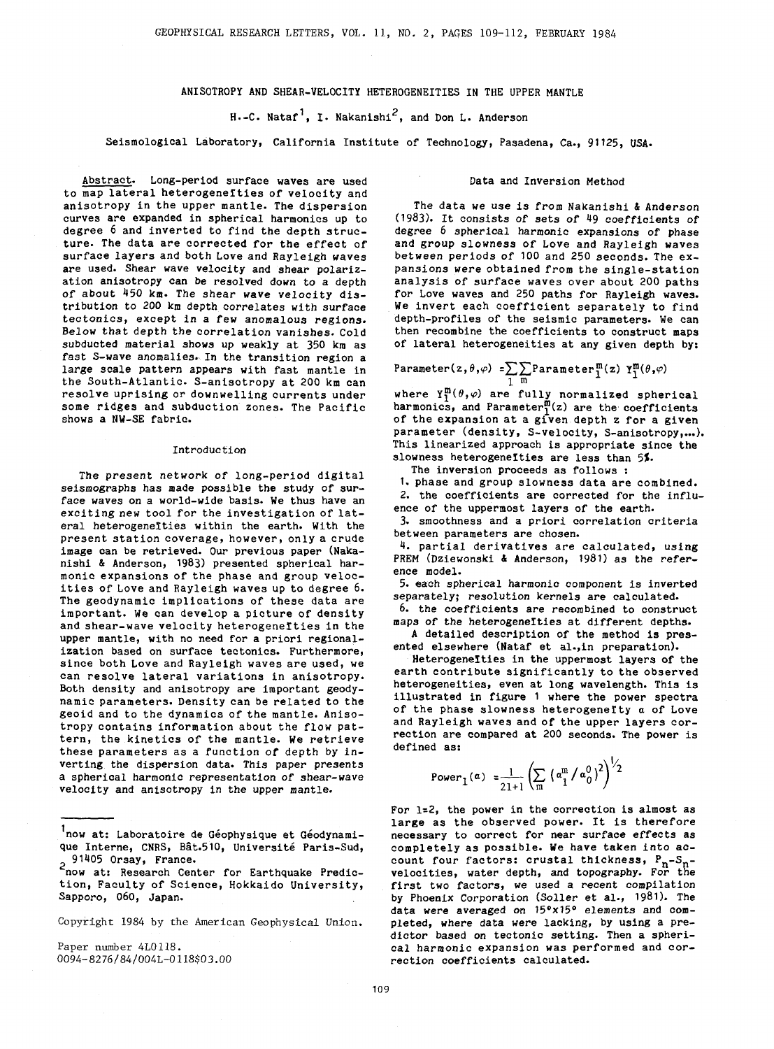# ANISOTROPY AND SHEAR-VELOCITY HETEROGENEITIES IN THE UPPER MANTLE

H.-C. Nataf[1], I. Nakanishi[2], and Don L. Anderson

Seismological Laboratory, California Institute of Technology, Pasadena, Ca., 91125, USA.

**Abstract.** Long-period surface waves are used to map lateral heterogeneities of velocity and anisotropy in the upper mantle. The dispersion curves are expanded in spherical harmonics up to degree 6 and inverted to find the depth structure. The data are corrected for the effect of surface layers and both Love and Rayleigh waves are used. Shear wave velocity and shear polarization anisotropy can be resolved down to a depth of about 450 km. The shear wave velocity distribution to 200 km depth correlates with surface tectonics, except in a few anomalous regions. Below that depth the correlation vanishes. Cold subducted material shows up weakly at 350 km as fast S-wave anomalies. In the transition region a large scale pattern appears with fast mantle in the South-Atlantic. S-anisotropy at 200 km can resolve uprising or downwelling currents under some ridges and subduction zones. The Pacific shows a NW-SE fabric.

## Introduction

The present network of long-period digital seismographs has made possible the study of surface waves on a world-wide basis. We thus have an exciting new tool for the investigation of lateral heterogeneities within the earth. With the present station coverage, however, only a crude image can be retrieved. Our previous paper (Nakanishi & Anderson, 1983) presented spherical harmonic expansions of the phase and group velocities of Love and Rayleigh waves up to degree 6. The geodynamic implications of these data are important. We can develop a picture of density and shear-wave velocity heterogeneities in the upper mantle, with no need for a priori regionalization based on surface tectonics. Furthermore, since both Love and Rayleigh waves are used, we can resolve lateral variations in anisotropy. Both density and anisotropy are important geodynamic parameters. Density can be related to the geoid and to the dynamics of the mantle. Anisotropy contains information about the flow pattern, the kinetics of the mantle. We retrieve these parameters as a function of depth by inverting the dispersion data. This paper presents a spherical harmonic representation of shear-wave velocity and anisotropy in the upper mantle.

[1] now at: Laboratoire de Géophysique et Géodynamique Interne, CNRS, Bât.510, Université Paris-Sud, 91405 Orsay, France.

[2] now at: Research Center for Earthquake Prediction, Faculty of Science, Hokkaido University, Sapporo, 060, Japan.

Copyright 1984 by the American Geophysical Union.

Paper number 4L0118.
0094-8276/84/004L-0118$03.00

## Data and Inversion Method

The data we use is from Nakanishi & Anderson (1983). It consists of sets of 49 coefficients of degree 6 spherical harmonic expansions of phase and group slowness of Love and Rayleigh waves between periods of 100 and 250 seconds. The expansions were obtained from the single-station analysis of surface waves over about 200 paths for Love waves and 250 paths for Rayleigh waves. We invert each coefficient separately to find depth-profiles of the seismic parameters. We can then recombine the coefficients to construct maps of lateral heterogeneities at any given depth by:

$$\text{Parameter}(z,\theta,\varphi) = \sum_{l}\sum_{m} \text{Parameter}_l^m(z)\; Y_l^m(\theta,\varphi)$$

where $Y_l^m(\theta,\varphi)$ are fully normalized spherical harmonics, and $\text{Parameter}_l^m(z)$ are the coefficients of the expansion at a given depth z for a given parameter (density, S-velocity, S-anisotropy,...). This linearized approach is appropriate since the slowness heterogeneities are less than 5%.

The inversion proceeds as follows :

1. phase and group slowness data are combined.
2. the coefficients are corrected for the influence of the uppermost layers of the earth.
3. smoothness and a priori correlation criteria between parameters are chosen.
4. partial derivatives are calculated, using PREM (Dziewonski & Anderson, 1981) as the reference model.
5. each spherical harmonic component is inverted separately; resolution kernels are calculated.
6. the coefficients are recombined to construct maps of the heterogeneities at different depths.

A detailed description of the method is presented elsewhere (Nataf et al.,in preparation).

Heterogeneities in the uppermost layers of the earth contribute significantly to the observed heterogeneities, even at long wavelength. This is illustrated in figure 1 where the power spectra of the phase slowness heterogeneity $\alpha$ of Love and Rayleigh waves and of the upper layers correction are compared at 200 seconds. The power is defined as:

$$\text{Power}_l(\alpha) = \frac{1}{2l+1}\left(\sum_m \left(\alpha_l^m / \alpha_0^0\right)^2\right)^{1/2}$$

For l=2, the power in the correction is almost as large as the observed power. It is therefore necessary to correct for near surface effects as completely as possible. We have taken into account four factors: crustal thickness, $P_n$-$S_n$-velocities, water depth, and topography. For the first two factors, we used a recent compilation by Phoenix Corporation (Soller et al., 1981). The data were averaged on 15°x15° elements and completed, where data were lacking, by using a predictor based on tectonic setting. Then a spherical harmonic expansion was performed and correction coefficients calculated.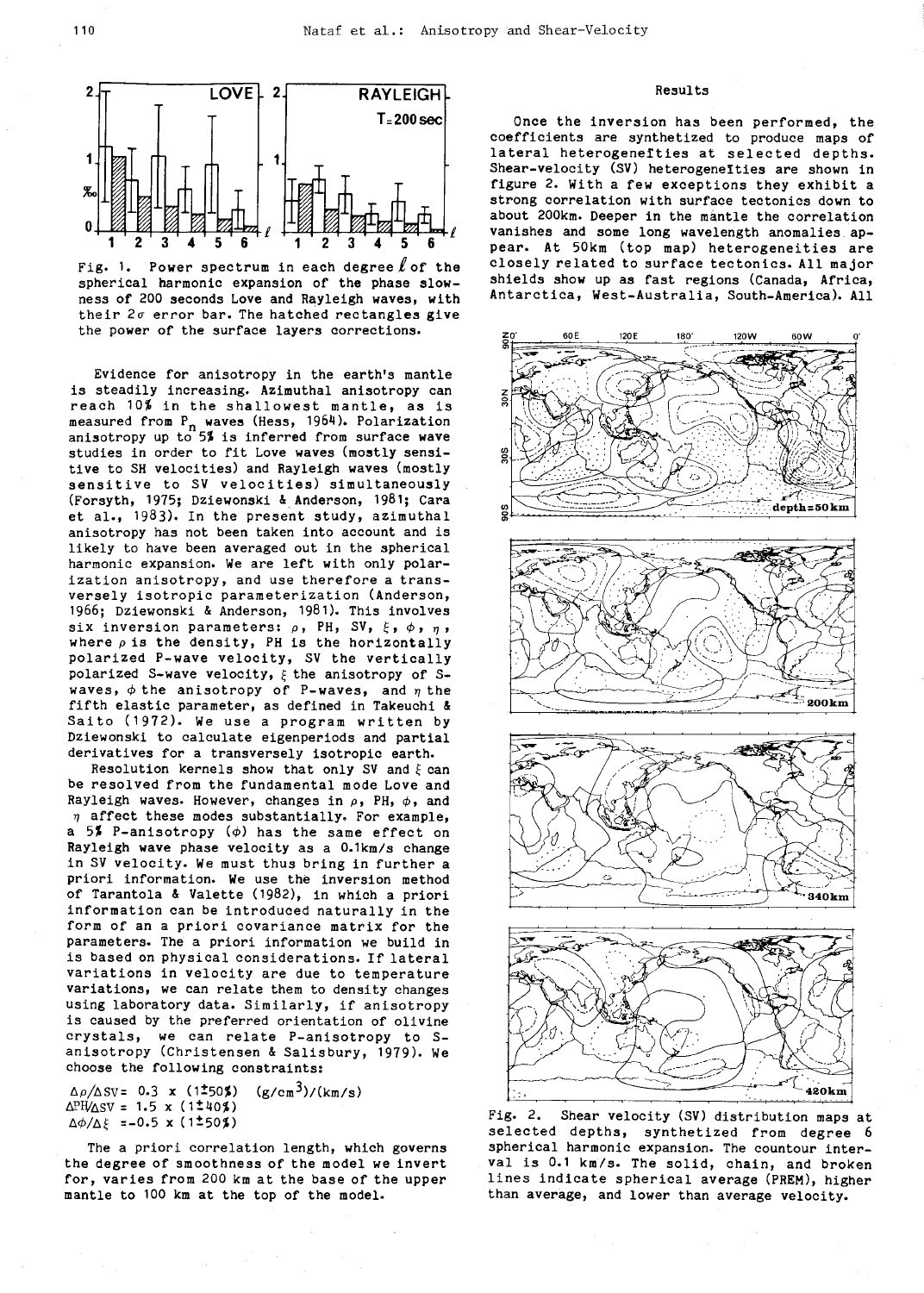Fig. 1. Power spectrum in each degree $\ell$ of the spherical harmonic expansion of the phase slowness of 200 seconds Love and Rayleigh waves, with their $2\sigma$ error bar. The hatched rectangles give the power of the surface layers corrections.

Evidence for anisotropy in the earth's mantle is steadily increasing. Azimuthal anisotropy can reach 10% in the shallowest mantle, as is measured from $P_n$ waves (Hess, 1964). Polarization anisotropy up to 5% is inferred from surface wave studies in order to fit Love waves (mostly sensitive to SH velocities) and Rayleigh waves (mostly sensitive to SV velocities) simultaneously (Forsyth, 1975; Dziewonski & Anderson, 1981; Cara et al., 1983). In the present study, azimuthal anisotropy has not been taken into account and is likely to have been averaged out in the spherical harmonic expansion. We are left with only polarization anisotropy, and use therefore a transversely isotropic parameterization (Anderson, 1966; Dziewonski & Anderson, 1981). This involves six inversion parameters: $\rho$, PH, SV, $\xi$, $\phi$, $\eta$, where $\rho$ is the density, PH is the horizontally polarized P-wave velocity, SV the vertically polarized S-wave velocity, $\xi$ the anisotropy of S-waves, $\phi$ the anisotropy of P-waves, and $\eta$ the fifth elastic parameter, as defined in Takeuchi & Saito (1972). We use a program written by Dziewonski to calculate eigenperiods and partial derivatives for a transversely isotropic earth.

Resolution kernels show that only SV and $\xi$ can be resolved from the fundamental mode Love and Rayleigh waves. However, changes in $\rho$, PH, $\phi$, and $\eta$ affect these modes substantially. For example, a 5% P-anisotropy ($\phi$) has the same effect on Rayleigh wave phase velocity as a 0.1km/s change in SV velocity. We must thus bring in further a priori information. We use the inversion method of Tarantola & Valette (1982), in which a priori information can be introduced naturally in the form of an a priori covariance matrix for the parameters. The a priori information we build in is based on physical considerations. If lateral variations in velocity are due to temperature variations, we can relate them to density changes using laboratory data. Similarly, if anisotropy is caused by the preferred orientation of olivine crystals, we can relate P-anisotropy to S-anisotropy (Christensen & Salisbury, 1979). We choose the following constraints:

$\Delta\rho/\Delta SV = 0.3 \times (1 \pm 50\%)$ $(g/cm^3)/(km/s)$
$\Delta PH/\Delta SV = 1.5 \times (1 \pm 40\%)$
$\Delta\phi/\Delta\xi = -0.5 \times (1 \pm 50\%)$

The a priori correlation length, which governs the degree of smoothness of the model we invert for, varies from 200 km at the base of the upper mantle to 100 km at the top of the model.

## Results

Once the inversion has been performed, the coefficients are synthetized to produce maps of lateral heterogeneities at selected depths. Shear-velocity (SV) heterogeneities are shown in figure 2. With a few exceptions they exhibit a strong correlation with surface tectonics down to about 200km. Deeper in the mantle the correlation vanishes and some long wavelength anomalies appear. At 50km (top map) heterogeneities are closely related to surface tectonics. All major shields show up as fast regions (Canada, Africa, Antarctica, West-Australia, South-America). All

Fig. 2. Shear velocity (SV) distribution maps at selected depths, synthetized from degree 6 spherical harmonic expansion. The countour interval is 0.1 km/s. The solid, chain, and broken lines indicate spherical average (PREM), higher than average, and lower than average velocity.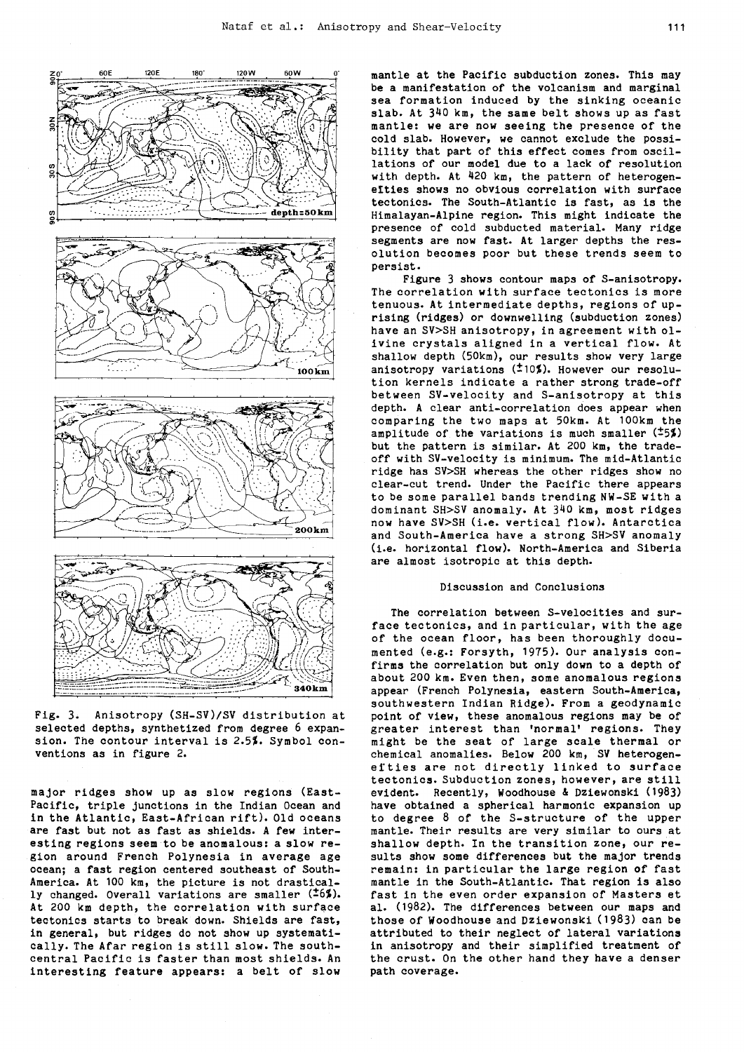Fig. 3. Anisotropy (SH-SV)/SV distribution at selected depths, synthetized from degree 6 expansion. The contour interval is 2.5%. Symbol conventions as in figure 2.

major ridges show up as slow regions (East-Pacific, triple junctions in the Indian Ocean and in the Atlantic, East-African rift). Old oceans are fast but not as fast as shields. A few interesting regions seem to be anomalous: a slow region around French Polynesia in average age ocean; a fast region centered southeast of South-America. At 100 km, the picture is not drastically changed. Overall variations are smaller (±6%). At 200 km depth, the correlation with surface tectonics starts to break down. Shields are fast, in general, but ridges do not show up systematically. The Afar region is still slow. The south-central Pacific is faster than most shields. An interesting feature appears: a belt of slow mantle at the Pacific subduction zones. This may be a manifestation of the volcanism and marginal sea formation induced by the sinking oceanic slab. At 340 km, the same belt shows up as fast mantle: we are now seeing the presence of the cold slab. However, we cannot exclude the possibility that part of this effect comes from oscillations of our model due to a lack of resolution with depth. At 420 km, the pattern of heterogeneities shows no obvious correlation with surface tectonics. The South-Atlantic is fast, as is the Himalayan-Alpine region. This might indicate the presence of cold subducted material. Many ridge segments are now fast. At larger depths the resolution becomes poor but these trends seem to persist.

Figure 3 shows contour maps of S-anisotropy. The correlation with surface tectonics is more tenuous. At intermediate depths, regions of uprising (ridges) or downwelling (subduction zones) have an SV>SH anisotropy, in agreement with olivine crystals aligned in a vertical flow. At shallow depth (50km), our results show very large anisotropy variations (±10%). However our resolution kernels indicate a rather strong trade-off between SV-velocity and S-anisotropy at this depth. A clear anti-correlation does appear when comparing the two maps at 50km. At 100km the amplitude of the variations is much smaller (±5%) but the pattern is similar. At 200 km, the trade-off with SV-velocity is minimum. The mid-Atlantic ridge has SV>SH whereas the other ridges show no clear-cut trend. Under the Pacific there appears to be some parallel bands trending NW-SE with a dominant SH>SV anomaly. At 340 km, most ridges now have SV>SH (i.e. vertical flow). Antarctica and South-America have a strong SH>SV anomaly (i.e. horizontal flow). North-America and Siberia are almost isotropic at this depth.

## Discussion and Conclusions

The correlation between S-velocities and surface tectonics, and in particular, with the age of the ocean floor, has been thoroughly documented (e.g.: Forsyth, 1975). Our analysis confirms the correlation but only down to a depth of about 200 km. Even then, some anomalous regions appear (French Polynesia, eastern South-America, southwestern Indian Ridge). From a geodynamic point of view, these anomalous regions may be of greater interest than 'normal' regions. They might be the seat of large scale thermal or chemical anomalies. Below 200 km, SV heterogeneities are not directly linked to surface tectonics. Subduction zones, however, are still evident. Recently, Woodhouse & Dziewonski (1983) have obtained a spherical harmonic expansion up to degree 8 of the S-structure of the upper mantle. Their results are very similar to ours at shallow depth. In the transition zone, our results show some differences but the major trends remain: in particular the large region of fast mantle in the South-Atlantic. That region is also fast in the even order expansion of Masters et al. (1982). The differences between our maps and those of Woodhouse and Dziewonski (1983) can be attributed to their neglect of lateral variations in anisotropy and their simplified treatment of the crust. On the other hand they have a denser path coverage.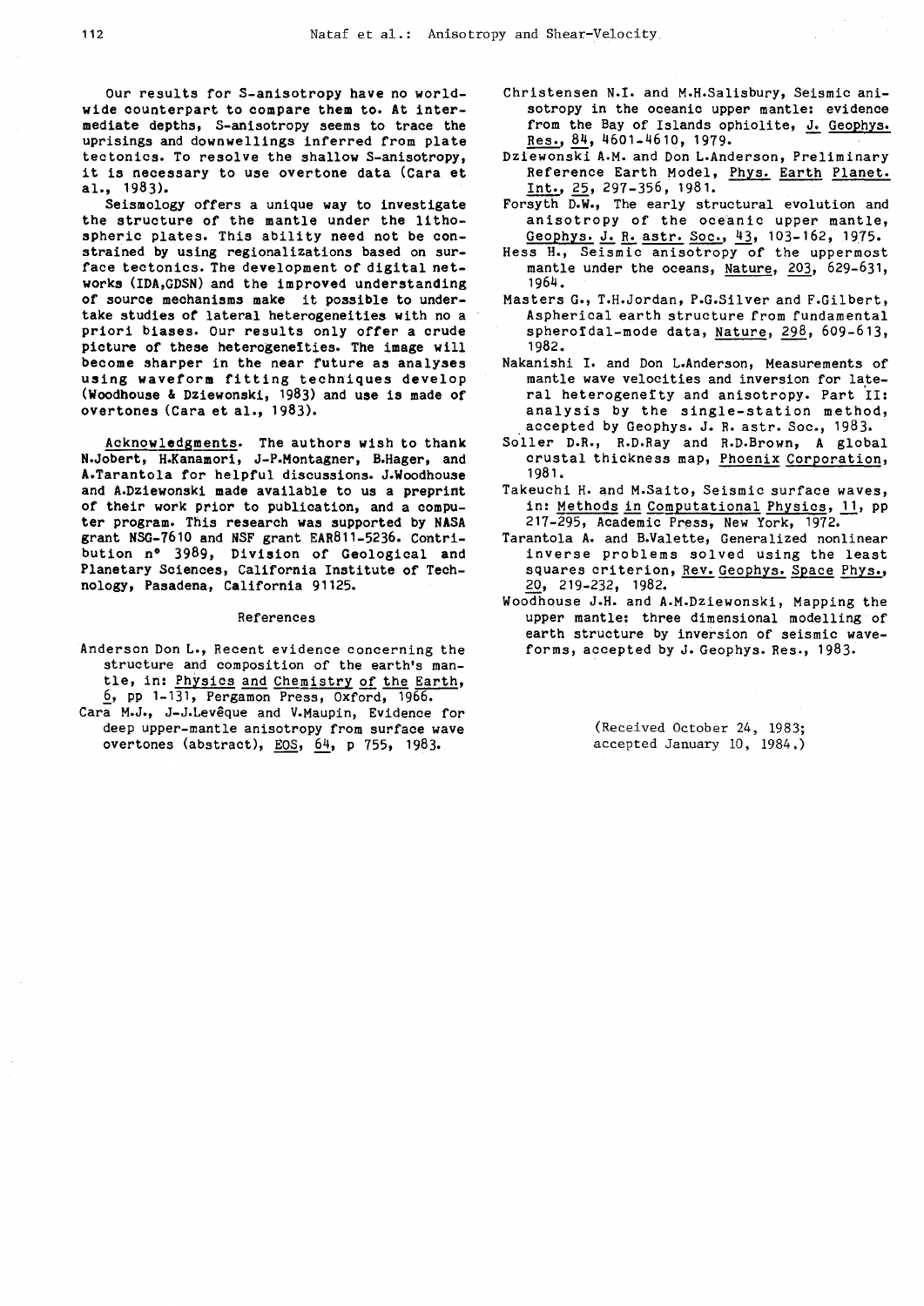Our results for S-anisotropy have no worldwide counterpart to compare them to. At intermediate depths, S-anisotropy seems to trace the uprisings and downwellings inferred from plate tectonics. To resolve the shallow S-anisotropy, it is necessary to use overtone data (Cara et al., 1983).

Seismology offers a unique way to investigate the structure of the mantle under the lithospheric plates. This ability need not be constrained by using regionalizations based on surface tectonics. The development of digital networks (IDA,GDSN) and the improved understanding of source mechanisms make it possible to undertake studies of lateral heterogeneities with no a priori biases. Our results only offer a crude picture of these heterogeneities. The image will become sharper in the near future as analyses using waveform fitting techniques develop (Woodhouse & Dziewonski, 1983) and use is made of overtones (Cara et al., 1983).

Acknowledgments. The authors wish to thank N.Jobert, H.Kanamori, J-P.Montagner, B.Hager, and A.Tarantola for helpful discussions. J.Woodhouse and A.Dziewonski made available to us a preprint of their work prior to publication, and a computer program. This research was supported by NASA grant NSG-7610 and NSF grant EAR811-5236. Contribution n° 3989, Division of Geological and Planetary Sciences, California Institute of Technology, Pasadena, California 91125.

## References

Anderson Don L., Recent evidence concerning the structure and composition of the earth's mantle, in: Physics and Chemistry of the Earth, 6, pp 1-131, Pergamon Press, Oxford, 1966.

Cara M.J., J-J.Levêque and V.Maupin, Evidence for deep upper-mantle anisotropy from surface wave overtones (abstract), EOS, 64, p 755, 1983.

Christensen N.I. and M.H.Salisbury, Seismic anisotropy in the oceanic upper mantle: evidence from the Bay of Islands ophiolite, J. Geophys. Res., 84, 4601-4610, 1979.

Dziewonski A.M. and Don L.Anderson, Preliminary Reference Earth Model, Phys. Earth Planet. Int., 25, 297-356, 1981.

Forsyth D.W., The early structural evolution and anisotropy of the oceanic upper mantle, Geophys. J. R. astr. Soc., 43, 103-162, 1975.

Hess H., Seismic anisotropy of the uppermost mantle under the oceans, Nature, 203, 629-631, 1964.

Masters G., T.H.Jordan, P.G.Silver and F.Gilbert, Aspherical earth structure from fundamental spheroïdal-mode data, Nature, 298, 609-613, 1982.

Nakanishi I. and Don L.Anderson, Measurements of mantle wave velocities and inversion for lateral heterogeneity and anisotropy. Part II: analysis by the single-station method, accepted by Geophys. J. R. astr. Soc., 1983.

Soller D.R., R.D.Ray and R.D.Brown, A global crustal thickness map, Phoenix Corporation, 1981.

Takeuchi H. and M.Saito, Seismic surface waves, in: Methods in Computational Physics, 11, pp 217-295, Academic Press, New York, 1972.

Tarantola A. and B.Valette, Generalized nonlinear inverse problems solved using the least squares criterion, Rev. Geophys. Space Phys., 20, 219-232, 1982.

Woodhouse J.H. and A.M.Dziewonski, Mapping the upper mantle: three dimensional modelling of earth structure by inversion of seismic waveforms, accepted by J. Geophys. Res., 1983.

(Received October 24, 1983;
accepted January 10, 1984.)